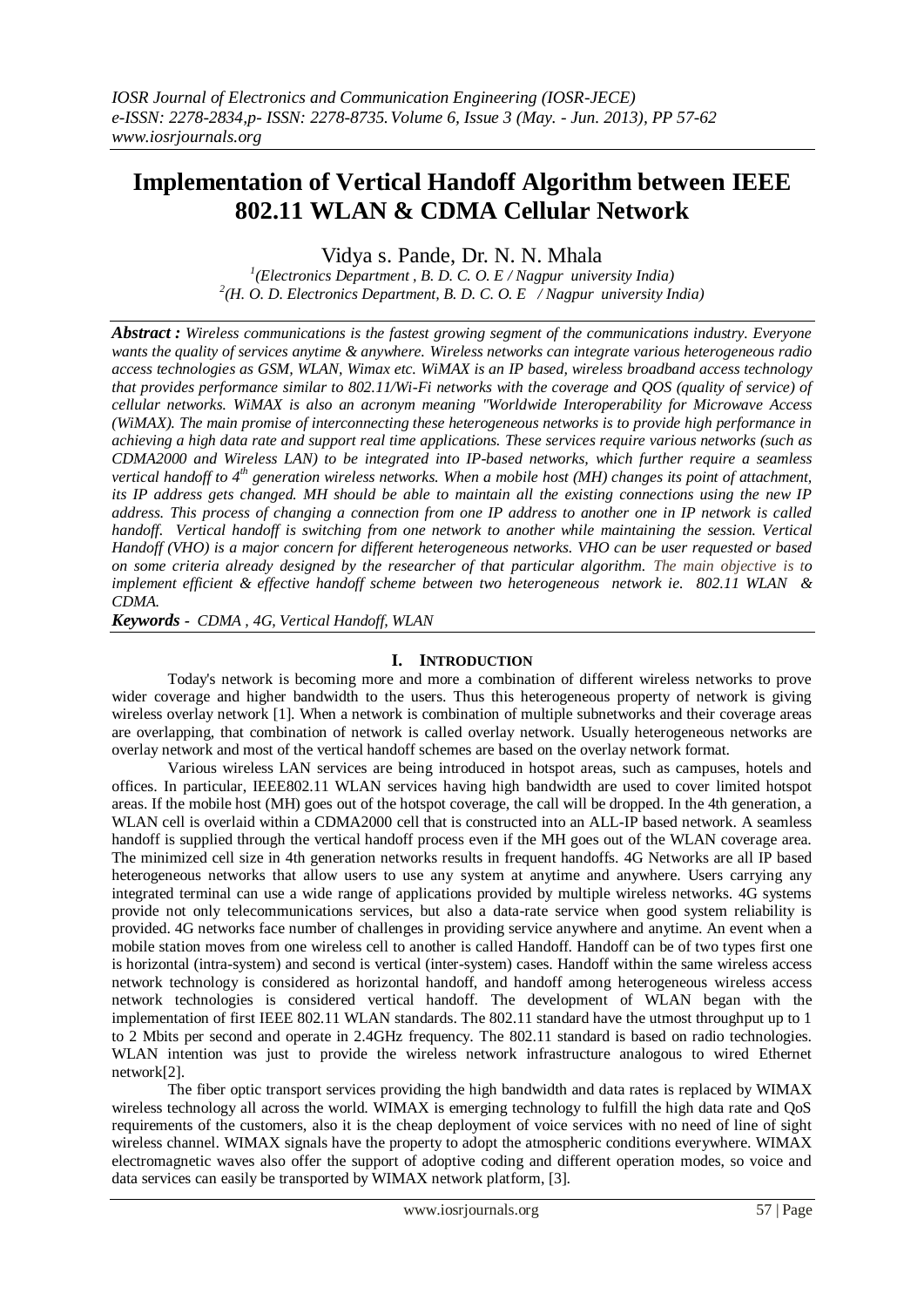# Implementation of Vertical Handoff Algorithm between IEEE 802.11 WLAN & CDMA Cellular Network

Vidya s. Pande, Dr. N. N. Mhala

[1](Electronics Department , B. D. C. O. E / Nagpur university India)
[2](H. O. D. Electronics Department, B. D. C. O. E / Nagpur university India)

***Abstract :*** *Wireless communications is the fastest growing segment of the communications industry. Everyone wants the quality of services anytime & anywhere. Wireless networks can integrate various heterogeneous radio access technologies as GSM, WLAN, Wimax etc. WiMAX is an IP based, wireless broadband access technology that provides performance similar to 802.11/Wi-Fi networks with the coverage and QOS (quality of service) of cellular networks. WiMAX is also an acronym meaning "Worldwide Interoperability for Microwave Access (WiMAX). The main promise of interconnecting these heterogeneous networks is to provide high performance in achieving a high data rate and support real time applications. These services require various networks (such as CDMA2000 and Wireless LAN) to be integrated into IP-based networks, which further require a seamless vertical handoff to 4th generation wireless networks. When a mobile host (MH) changes its point of attachment, its IP address gets changed. MH should be able to maintain all the existing connections using the new IP address. This process of changing a connection from one IP address to another one in IP network is called handoff. Vertical handoff is switching from one network to another while maintaining the session. Vertical Handoff (VHO) is a major concern for different heterogeneous networks. VHO can be user requested or based on some criteria already designed by the researcher of that particular algorithm. The main objective is to implement efficient & effective handoff scheme between two heterogeneous network ie. 802.11 WLAN & CDMA.*

***Keywords*** *- CDMA , 4G, Vertical Handoff, WLAN*

## I. Introduction

Today's network is becoming more and more a combination of different wireless networks to prove wider coverage and higher bandwidth to the users. Thus this heterogeneous property of network is giving wireless overlay network [1]. When a network is combination of multiple subnetworks and their coverage areas are overlapping, that combination of network is called overlay network. Usually heterogeneous networks are overlay network and most of the vertical handoff schemes are based on the overlay network format.

Various wireless LAN services are being introduced in hotspot areas, such as campuses, hotels and offices. In particular, IEEE802.11 WLAN services having high bandwidth are used to cover limited hotspot areas. If the mobile host (MH) goes out of the hotspot coverage, the call will be dropped. In the 4th generation, a WLAN cell is overlaid within a CDMA2000 cell that is constructed into an ALL-IP based network. A seamless handoff is supplied through the vertical handoff process even if the MH goes out of the WLAN coverage area. The minimized cell size in 4th generation networks results in frequent handoffs. 4G Networks are all IP based heterogeneous networks that allow users to use any system at anytime and anywhere. Users carrying any integrated terminal can use a wide range of applications provided by multiple wireless networks. 4G systems provide not only telecommunications services, but also a data-rate service when good system reliability is provided. 4G networks face number of challenges in providing service anywhere and anytime. An event when a mobile station moves from one wireless cell to another is called Handoff. Handoff can be of two types first one is horizontal (intra-system) and second is vertical (inter-system) cases. Handoff within the same wireless access network technology is considered as horizontal handoff, and handoff among heterogeneous wireless access network technologies is considered vertical handoff. The development of WLAN began with the implementation of first IEEE 802.11 WLAN standards. The 802.11 standard have the utmost throughput up to 1 to 2 Mbits per second and operate in 2.4GHz frequency. The 802.11 standard is based on radio technologies. WLAN intention was just to provide the wireless network infrastructure analogous to wired Ethernet network[2].

The fiber optic transport services providing the high bandwidth and data rates is replaced by WIMAX wireless technology all across the world. WIMAX is emerging technology to fulfill the high data rate and QoS requirements of the customers, also it is the cheap deployment of voice services with no need of line of sight wireless channel. WIMAX signals have the property to adopt the atmospheric conditions everywhere. WIMAX electromagnetic waves also offer the support of adoptive coding and different operation modes, so voice and data services can easily be transported by WIMAX network platform, [3].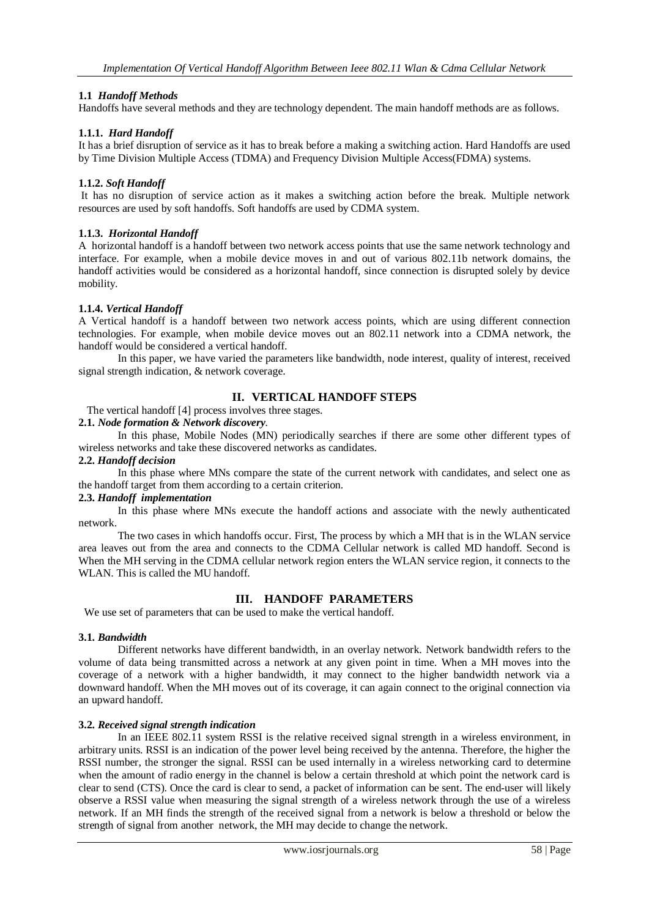### 1.1 *Handoff Methods*

Handoffs have several methods and they are technology dependent. The main handoff methods are as follows.

#### 1.1.1. *Hard Handoff*

It has a brief disruption of service as it has to break before a making a switching action. Hard Handoffs are used by Time Division Multiple Access (TDMA) and Frequency Division Multiple Access(FDMA) systems.

#### 1.1.2. *Soft Handoff*

It has no disruption of service action as it makes a switching action before the break. Multiple network resources are used by soft handoffs. Soft handoffs are used by CDMA system.

#### 1.1.3. *Horizontal Handoff*

A horizontal handoff is a handoff between two network access points that use the same network technology and interface. For example, when a mobile device moves in and out of various 802.11b network domains, the handoff activities would be considered as a horizontal handoff, since connection is disrupted solely by device mobility.

#### 1.1.4. *Vertical Handoff*

A Vertical handoff is a handoff between two network access points, which are using different connection technologies. For example, when mobile device moves out an 802.11 network into a CDMA network, the handoff would be considered a vertical handoff.

In this paper, we have varied the parameters like bandwidth, node interest, quality of interest, received signal strength indication, & network coverage.

## II. VERTICAL HANDOFF STEPS

The vertical handoff [4] process involves three stages.

### 2.1. *Node formation & Network discovery*.

In this phase, Mobile Nodes (MN) periodically searches if there are some other different types of wireless networks and take these discovered networks as candidates.

### 2.2. *Handoff decision*

In this phase where MNs compare the state of the current network with candidates, and select one as the handoff target from them according to a certain criterion.

### 2.3. *Handoff implementation*

In this phase where MNs execute the handoff actions and associate with the newly authenticated network.

The two cases in which handoffs occur. First, The process by which a MH that is in the WLAN service area leaves out from the area and connects to the CDMA Cellular network is called MD handoff. Second is When the MH serving in the CDMA cellular network region enters the WLAN service region, it connects to the WLAN. This is called the MU handoff.

## III. HANDOFF PARAMETERS

We use set of parameters that can be used to make the vertical handoff.

### 3.1. *Bandwidth*

Different networks have different bandwidth, in an overlay network. Network bandwidth refers to the volume of data being transmitted across a network at any given point in time. When a MH moves into the coverage of a network with a higher bandwidth, it may connect to the higher bandwidth network via a downward handoff. When the MH moves out of its coverage, it can again connect to the original connection via an upward handoff.

### 3.2. *Received signal strength indication*

In an IEEE 802.11 system RSSI is the relative received signal strength in a wireless environment, in arbitrary units. RSSI is an indication of the power level being received by the antenna. Therefore, the higher the RSSI number, the stronger the signal. RSSI can be used internally in a wireless networking card to determine when the amount of radio energy in the channel is below a certain threshold at which point the network card is clear to send (CTS). Once the card is clear to send, a packet of information can be sent. The end-user will likely observe a RSSI value when measuring the signal strength of a wireless network through the use of a wireless network. If an MH finds the strength of the received signal from a network is below a threshold or below the strength of signal from another network, the MH may decide to change the network.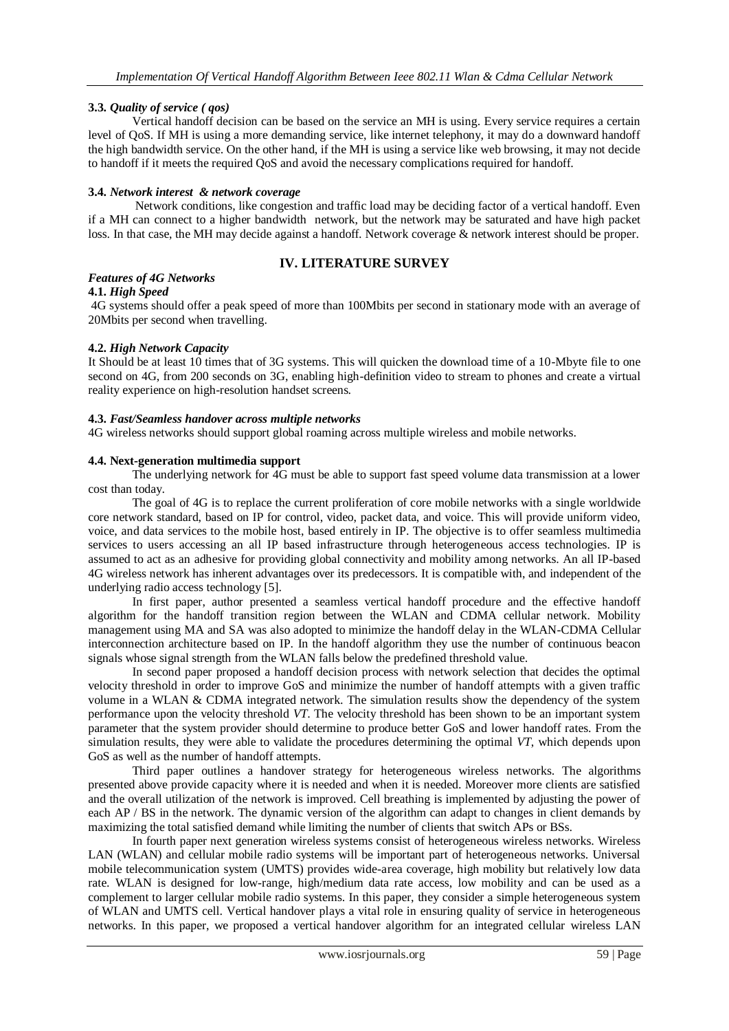**3.3.** ***Quality of service ( qos)***

Vertical handoff decision can be based on the service an MH is using. Every service requires a certain level of QoS. If MH is using a more demanding service, like internet telephony, it may do a downward handoff the high bandwidth service. On the other hand, if the MH is using a service like web browsing, it may not decide to handoff if it meets the required QoS and avoid the necessary complications required for handoff.

**3.4.** ***Network interest & network coverage***

Network conditions, like congestion and traffic load may be deciding factor of a vertical handoff. Even if a MH can connect to a higher bandwidth network, but the network may be saturated and have high packet loss. In that case, the MH may decide against a handoff. Network coverage & network interest should be proper.

## IV. LITERATURE SURVEY

***Features of 4G Networks***

**4.1.** ***High Speed***

4G systems should offer a peak speed of more than 100Mbits per second in stationary mode with an average of 20Mbits per second when travelling.

**4.2.** ***High Network Capacity***

It Should be at least 10 times that of 3G systems. This will quicken the download time of a 10-Mbyte file to one second on 4G, from 200 seconds on 3G, enabling high-definition video to stream to phones and create a virtual reality experience on high-resolution handset screens.

**4.3.** ***Fast/Seamless handover across multiple networks***

4G wireless networks should support global roaming across multiple wireless and mobile networks.

**4.4. Next-generation multimedia support**

The underlying network for 4G must be able to support fast speed volume data transmission at a lower cost than today.

The goal of 4G is to replace the current proliferation of core mobile networks with a single worldwide core network standard, based on IP for control, video, packet data, and voice. This will provide uniform video, voice, and data services to the mobile host, based entirely in IP. The objective is to offer seamless multimedia services to users accessing an all IP based infrastructure through heterogeneous access technologies. IP is assumed to act as an adhesive for providing global connectivity and mobility among networks. An all IP-based 4G wireless network has inherent advantages over its predecessors. It is compatible with, and independent of the underlying radio access technology [5].

In first paper, author presented a seamless vertical handoff procedure and the effective handoff algorithm for the handoff transition region between the WLAN and CDMA cellular network. Mobility management using MA and SA was also adopted to minimize the handoff delay in the WLAN-CDMA Cellular interconnection architecture based on IP. In the handoff algorithm they use the number of continuous beacon signals whose signal strength from the WLAN falls below the predefined threshold value.

In second paper proposed a handoff decision process with network selection that decides the optimal velocity threshold in order to improve GoS and minimize the number of handoff attempts with a given traffic volume in a WLAN & CDMA integrated network. The simulation results show the dependency of the system performance upon the velocity threshold *VT*. The velocity threshold has been shown to be an important system parameter that the system provider should determine to produce better GoS and lower handoff rates. From the simulation results, they were able to validate the procedures determining the optimal *VT*, which depends upon GoS as well as the number of handoff attempts.

Third paper outlines a handover strategy for heterogeneous wireless networks. The algorithms presented above provide capacity where it is needed and when it is needed. Moreover more clients are satisfied and the overall utilization of the network is improved. Cell breathing is implemented by adjusting the power of each AP / BS in the network. The dynamic version of the algorithm can adapt to changes in client demands by maximizing the total satisfied demand while limiting the number of clients that switch APs or BSs.

In fourth paper next generation wireless systems consist of heterogeneous wireless networks. Wireless LAN (WLAN) and cellular mobile radio systems will be important part of heterogeneous networks. Universal mobile telecommunication system (UMTS) provides wide-area coverage, high mobility but relatively low data rate. WLAN is designed for low-range, high/medium data rate access, low mobility and can be used as a complement to larger cellular mobile radio systems. In this paper, they consider a simple heterogeneous system of WLAN and UMTS cell. Vertical handover plays a vital role in ensuring quality of service in heterogeneous networks. In this paper, we proposed a vertical handover algorithm for an integrated cellular wireless LAN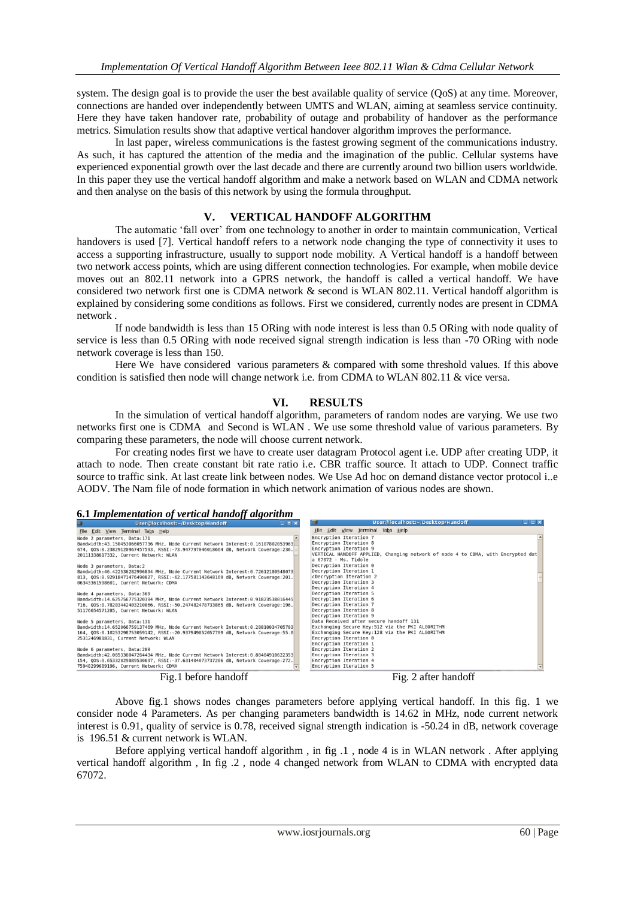system. The design goal is to provide the user the best available quality of service (QoS) at any time. Moreover, connections are handed over independently between UMTS and WLAN, aiming at seamless service continuity. Here they have taken handover rate, probability of outage and probability of handover as the performance metrics. Simulation results show that adaptive vertical handover algorithm improves the performance.

In last paper, wireless communications is the fastest growing segment of the communications industry. As such, it has captured the attention of the media and the imagination of the public. Cellular systems have experienced exponential growth over the last decade and there are currently around two billion users worldwide. In this paper they use the vertical handoff algorithm and make a network based on WLAN and CDMA network and then analyse on the basis of this network by using the formula throughput.

## V. VERTICAL HANDOFF ALGORITHM

The automatic 'fall over' from one technology to another in order to maintain communication, Vertical handovers is used [7]. Vertical handoff refers to a network node changing the type of connectivity it uses to access a supporting infrastructure, usually to support node mobility. A Vertical handoff is a handoff between two network access points, which are using different connection technologies. For example, when mobile device moves out an 802.11 network into a GPRS network, the handoff is called a vertical handoff. We have considered two network first one is CDMA network & second is WLAN 802.11. Vertical handoff algorithm is explained by considering some conditions as follows. First we considered, currently nodes are present in CDMA network .

If node bandwidth is less than 15 ORing with node interest is less than 0.5 ORing with node quality of service is less than 0.5 ORing with node received signal strength indication is less than -70 ORing with node network coverage is less than 150.

Here We have considered various parameters & compared with some threshold values. If this above condition is satisfied then node will change network i.e. from CDMA to WLAN 802.11 & vice versa.

## VI. RESULTS

In the simulation of vertical handoff algorithm, parameters of random nodes are varying. We use two networks first one is CDMA and Second is WLAN . We use some threshold value of various parameters. By comparing these parameters, the node will choose current network.

For creating nodes first we have to create user datagram Protocol agent i.e. UDP after creating UDP, it attach to node. Then create constant bit rate ratio i.e. CBR traffic source. It attach to UDP. Connect traffic source to traffic sink. At last create link between nodes. We Use Ad hoc on demand distance vector protocol i..e AODV. The Nam file of node formation in which network animation of various nodes are shown.

### 6.1 *Implementation of vertical handoff algorithm*

```
User@localhost:~/Desktop/Handoff
File Edit View Terminal Tabs Help
Node 2 parameters, Data:171
Bandwidth:43.150453066057736 MHz, Node Current Network Interest:0.16107802053963
674, QOS:0.23829128967457593, RSSI:-73.947797846018664 dB, Network Coverage:236.
20111338617332, Current Network: WLAN

Node 3 parameters, Data:2
Bandwidth:46.422536282996894 MHz, Node Current Network Interest:0.72612180548073
813, QOS:0.92918471476490827, RSSI:-62.177581143648169 dB, Network Coverage:201.
06343361598601, Current Network: CDMA

Node 4 parameters, Data:369
Bandwidth:14.625756775320394 MHz, Node Current Network Interest:0.91823538016445
716, QOS:0.78203424032l0066, RSSI:-50.247482478733865 dB, Network Coverage:196.
51176654571285, Current Network: WLAN

Node 5 parameters, Data:131
Bandwidth:14.652866759137409 MHz, Node Current Network Interest:0.28810034705703
164, QOS:0.18253298753059142, RSSI:-20.937949852057709 dB, Network Coverage:55.0
2531246981831, Current Network: WLAN

Node 6 parameters, Data:209
Bandwidth:42.085336047264434 MHz, Node Current Network Interest:0.80404910622353
154, QOS:0.65332829880530697, RSSI:-37.631484873737286 dB, Network Coverage:272.
75948299689196, Current Network: CDMA
```

Fig.1 before handoff

```
User@localhost:~/Desktop/Handoff
File Edit View Terminal Tabs Help
Encryption Iteration 7
Encryption Iteration 8
Encryption Iteration 9
VERTICAL HANDOFF APPLIED, Changing network of node 4 to CDMA, with Encrypted dat
a 67072 - Ms. Tidole
Decryption Iteration 0
Decryption Iteration 1
cDecryption Iteration 2
Decryption Iteration 3
Decryption Iteration 4
Decryption Iteration 5
Decryption Iteration 6
Decryption Iteration 7
Decryption Iteration 8
Decryption Iteration 9
Data Received after secure handoff 131
Exchanging Secure Key:512 via the PKI ALGORITHM
Exchanging Secure Key:128 via the PKI ALGORITHM
Encryption Iteration 0
Encryption Iteration 1
Encryption Iteration 2
Encryption Iteration 3
Encryption Iteration 4
Encryption Iteration 5
```

Fig. 2 after handoff

Above fig.1 shows nodes changes parameters before applying vertical handoff. In this fig. 1 we consider node 4 Parameters. As per changing parameters bandwidth is 14.62 in MHz, node current network interest is 0.91, quality of service is 0.78, received signal strength indication is -50.24 in dB, network coverage is 196.51 & current network is WLAN.

Before applying vertical handoff algorithm , in fig .1 , node 4 is in WLAN network . After applying vertical handoff algorithm , In fig .2 , node 4 changed network from WLAN to CDMA with encrypted data 67072.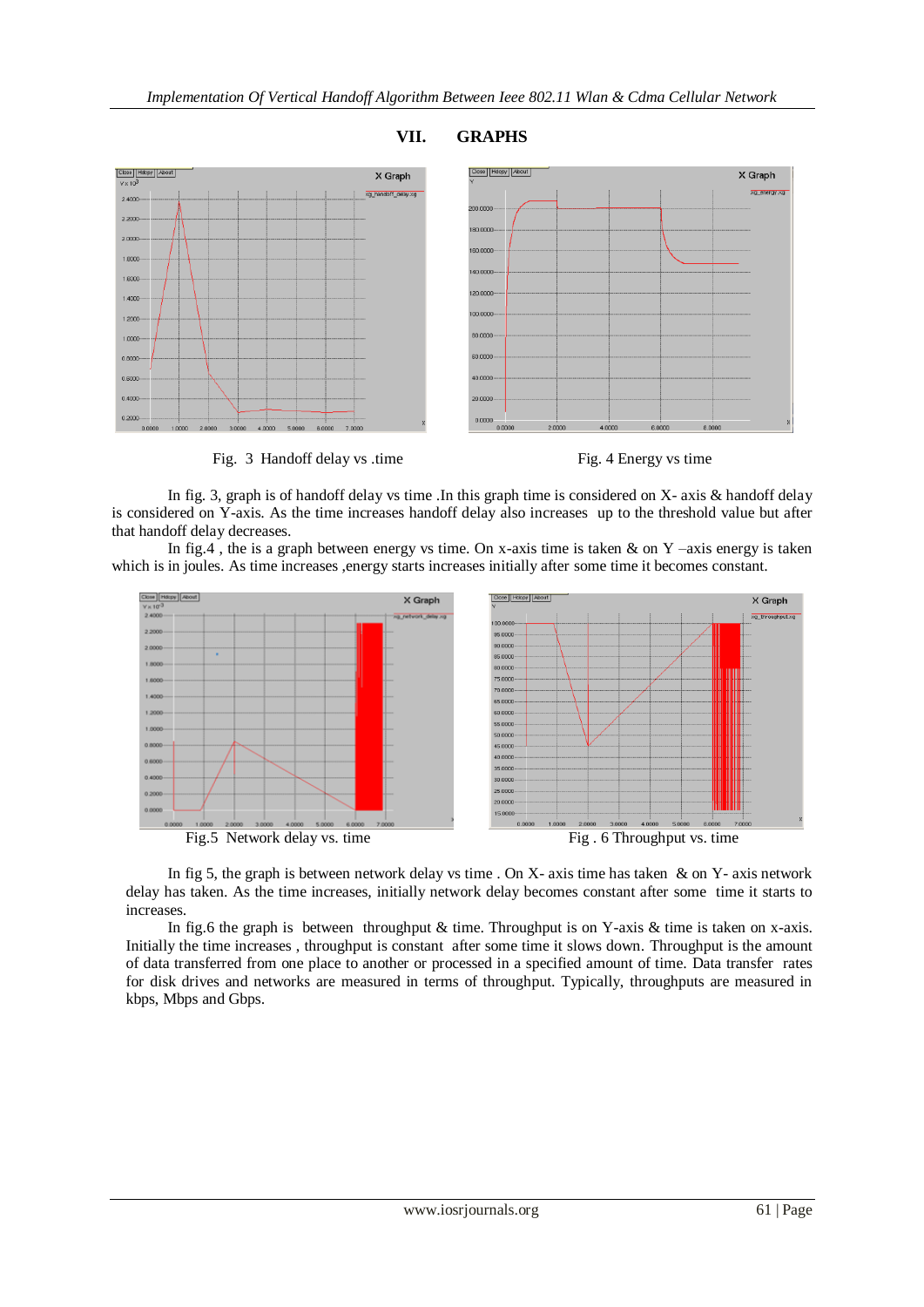## VII. GRAPHS

Fig. 3 Handoff delay vs .time

Fig. 4 Energy vs time

In fig. 3, graph is of handoff delay vs time .In this graph time is considered on X- axis & handoff delay is considered on Y-axis. As the time increases handoff delay also increases up to the threshold value but after that handoff delay decreases.

In fig.4 , the is a graph between energy vs time. On x-axis time is taken & on Y –axis energy is taken which is in joules. As time increases ,energy starts increases initially after some time it becomes constant.

Fig.5 Network delay vs. time

Fig . 6 Throughput vs. time

In fig 5, the graph is between network delay vs time . On X- axis time has taken & on Y- axis network delay has taken. As the time increases, initially network delay becomes constant after some time it starts to increases.

In fig.6 the graph is between throughput & time. Throughput is on Y-axis & time is taken on x-axis. Initially the time increases , throughput is constant after some time it slows down. Throughput is the amount of data transferred from one place to another or processed in a specified amount of time. Data transfer rates for disk drives and networks are measured in terms of throughput. Typically, throughputs are measured in kbps, Mbps and Gbps.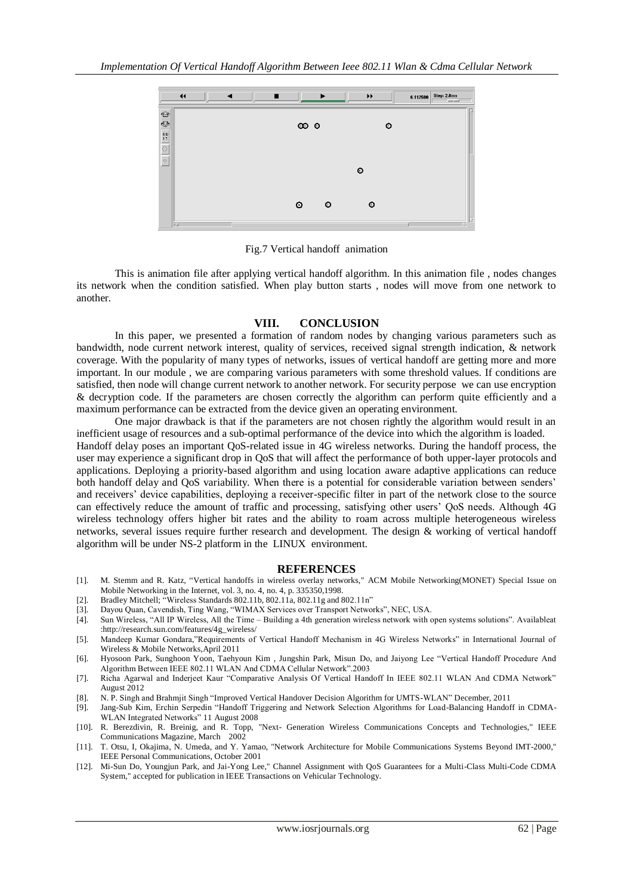Fig.7 Vertical handoff animation

This is animation file after applying vertical handoff algorithm. In this animation file , nodes changes its network when the condition satisfied. When play button starts , nodes will move from one network to another.

## VIII. CONCLUSION

In this paper, we presented a formation of random nodes by changing various parameters such as bandwidth, node current network interest, quality of services, received signal strength indication, & network coverage. With the popularity of many types of networks, issues of vertical handoff are getting more and more important. In our module , we are comparing various parameters with some threshold values. If conditions are satisfied, then node will change current network to another network. For security perpose we can use encryption & decryption code. If the parameters are chosen correctly the algorithm can perform quite efficiently and a maximum performance can be extracted from the device given an operating environment.

One major drawback is that if the parameters are not chosen rightly the algorithm would result in an inefficient usage of resources and a sub-optimal performance of the device into which the algorithm is loaded. Handoff delay poses an important QoS-related issue in 4G wireless networks. During the handoff process, the user may experience a significant drop in QoS that will affect the performance of both upper-layer protocols and applications. Deploying a priority-based algorithm and using location aware adaptive applications can reduce both handoff delay and QoS variability. When there is a potential for considerable variation between senders' and receivers' device capabilities, deploying a receiver-specific filter in part of the network close to the source can effectively reduce the amount of traffic and processing, satisfying other users' QoS needs. Although 4G wireless technology offers higher bit rates and the ability to roam across multiple heterogeneous wireless networks, several issues require further research and development. The design & working of vertical handoff algorithm will be under NS-2 platform in the LINUX environment.

## REFERENCES

[1]. M. Stemm and R. Katz, "Vertical handoffs in wireless overlay networks," ACM Mobile Networking(MONET) Special Issue on Mobile Networking in the Internet, vol. 3, no. 4, no. 4, p. 335350,1998.

[2]. Bradley Mitchell; "Wireless Standards 802.11b, 802.11a, 802.11g and 802.11n"

[3]. Dayou Quan, Cavendish, Ting Wang, "WIMAX Services over Transport Networks", NEC, USA.

[4]. Sun Wireless, "All IP Wireless, All the Time – Building a 4th generation wireless network with open systems solutions". Availableat :http://research.sun.com/features/4g_wireless/

[5]. Mandeep Kumar Gondara,"Requirements of Vertical Handoff Mechanism in 4G Wireless Networks" in International Journal of Wireless & Mobile Networks,April 2011

[6]. Hyosoon Park, Sunghoon Yoon, Taehyoun Kim , Jungshin Park, Misun Do, and Jaiyong Lee "Vertical Handoff Procedure And Algorithm Between IEEE 802.11 WLAN And CDMA Cellular Network".2003

[7]. Richa Agarwal and Inderjeet Kaur "Comparative Analysis Of Vertical Handoff In IEEE 802.11 WLAN And CDMA Network" August 2012

[8]. N. P. Singh and Brahmjit Singh "Improved Vertical Handover Decision Algorithm for UMTS-WLAN" December, 2011

[9]. Jang-Sub Kim, Erchin Serpedin "Handoff Triggering and Network Selection Algorithms for Load-Balancing Handoff in CDMA-WLAN Integrated Networks" 11 August 2008

[10]. R. Berezdivin, R. Breinig, and R. Topp, "Next- Generation Wireless Communications Concepts and Technologies," IEEE Communications Magazine, March 2002

[11]. T. Otsu, I, Okajima, N. Umeda, and Y. Yamao, "Network Architecture for Mobile Communications Systems Beyond IMT-2000," IEEE Personal Communications, October 2001

[12]. Mi-Sun Do, Youngjun Park, and Jai-Yong Lee," Channel Assignment with QoS Guarantees for a Multi-Class Multi-Code CDMA System," accepted for publication in IEEE Transactions on Vehicular Technology.